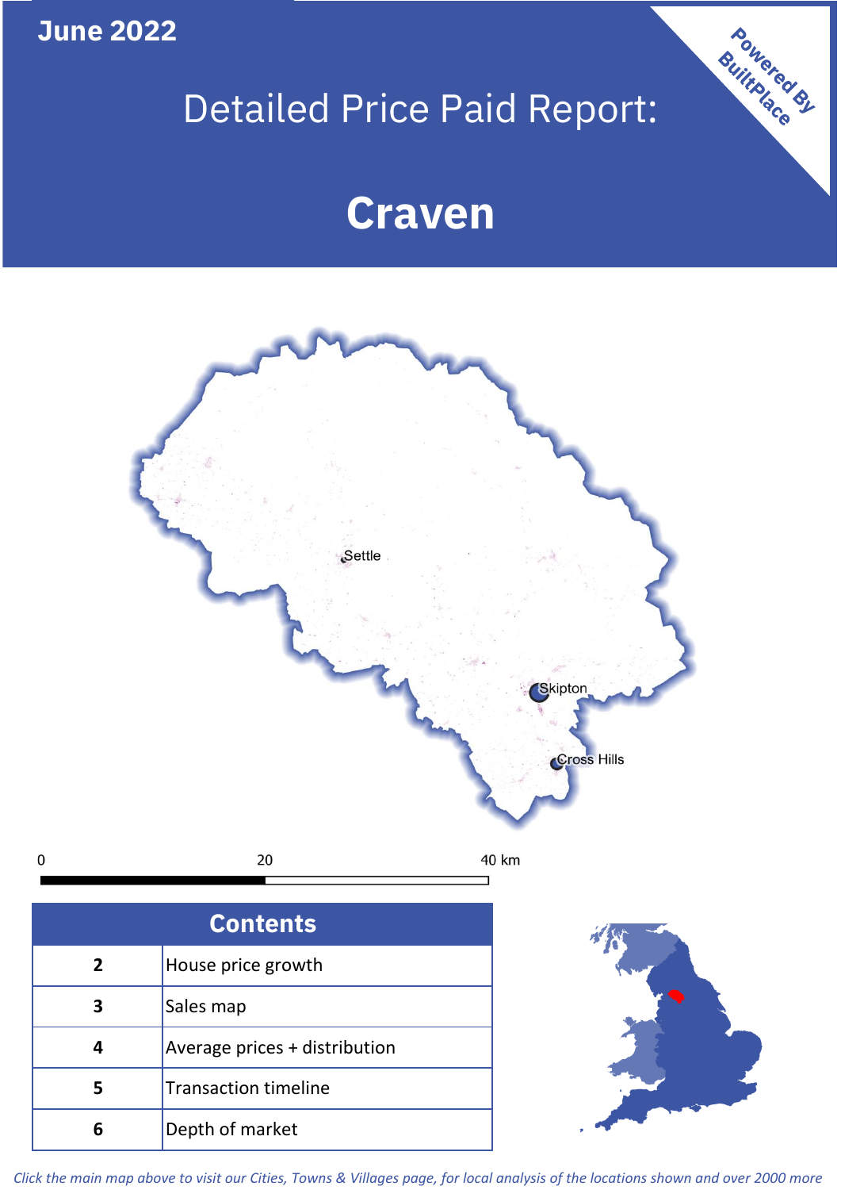June 2022

# Detailed Price Paid Report:

# Craven

Powered By BuiltPlace

Settle

Skipton

Cross Hills

0 20 40 km

| Contents | |
|---|---|
| 2 | House price growth |
| 3 | Sales map |
| 4 | Average prices + distribution |
| 5 | Transaction timeline |
| 6 | Depth of market |

*Click the main map above to visit our Cities, Towns & Villages page, for local analysis of the locations shown and over 2000 more*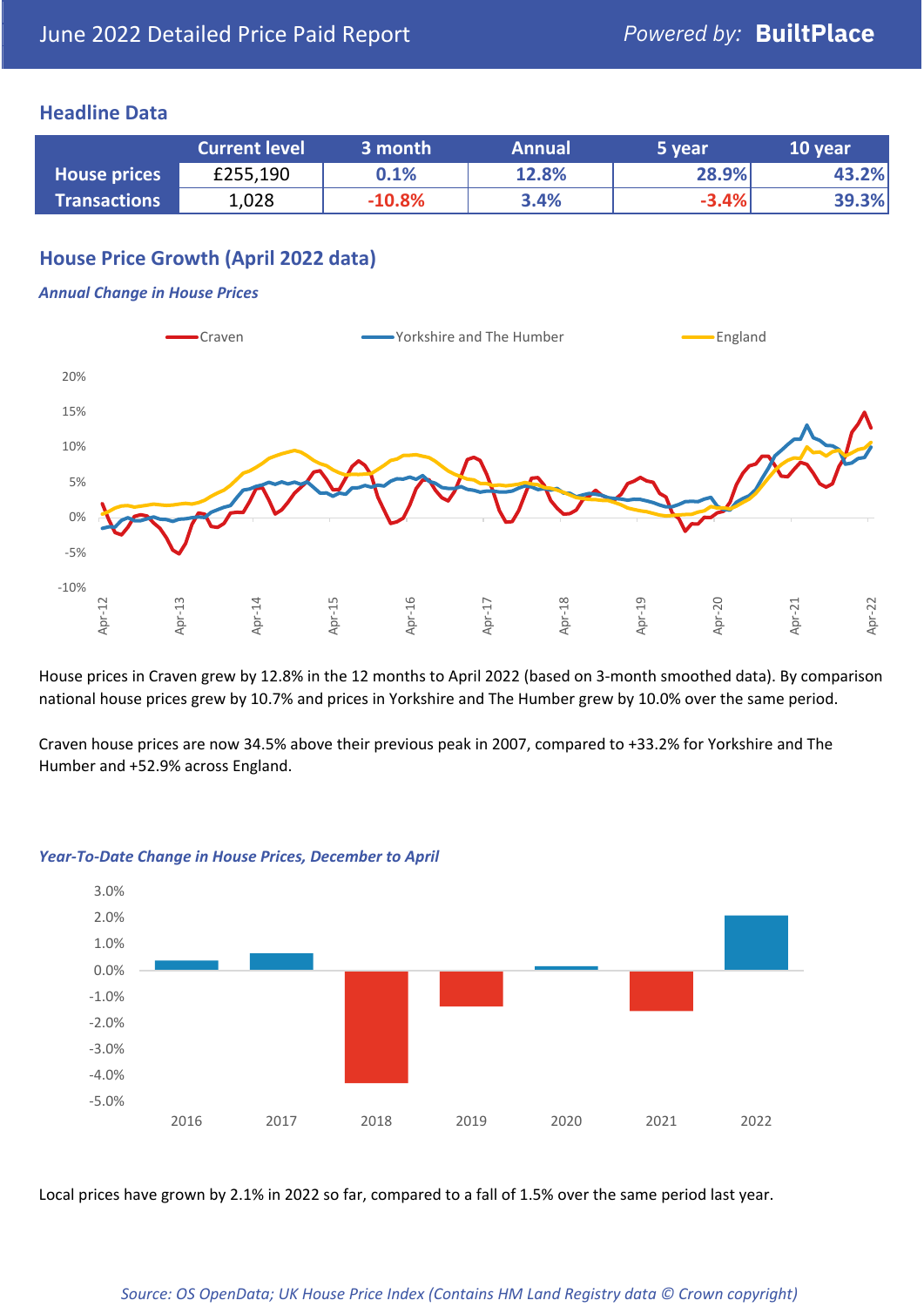June 2022 Detailed Price Paid Report

*Powered by:* **BuiltPlace**

## Headline Data

| | Current level | 3 month | Annual | 5 year | 10 year |
|---|---|---|---|---|---|
| **House prices** | £255,190 | 0.1% | 12.8% | 28.9% | 43.2% |
| **Transactions** | 1,028 | -10.8% | 3.4% | -3.4% | 39.3% |

## House Price Growth (April 2022 data)

***Annual Change in House Prices***

House prices in Craven grew by 12.8% in the 12 months to April 2022 (based on 3-month smoothed data). By comparison national house prices grew by 10.7% and prices in Yorkshire and The Humber grew by 10.0% over the same period.

Craven house prices are now 34.5% above their previous peak in 2007, compared to +33.2% for Yorkshire and The Humber and +52.9% across England.

***Year-To-Date Change in House Prices, December to April***

Local prices have grown by 2.1% in 2022 so far, compared to a fall of 1.5% over the same period last year.

*Source: OS OpenData; UK House Price Index (Contains HM Land Registry data © Crown copyright)*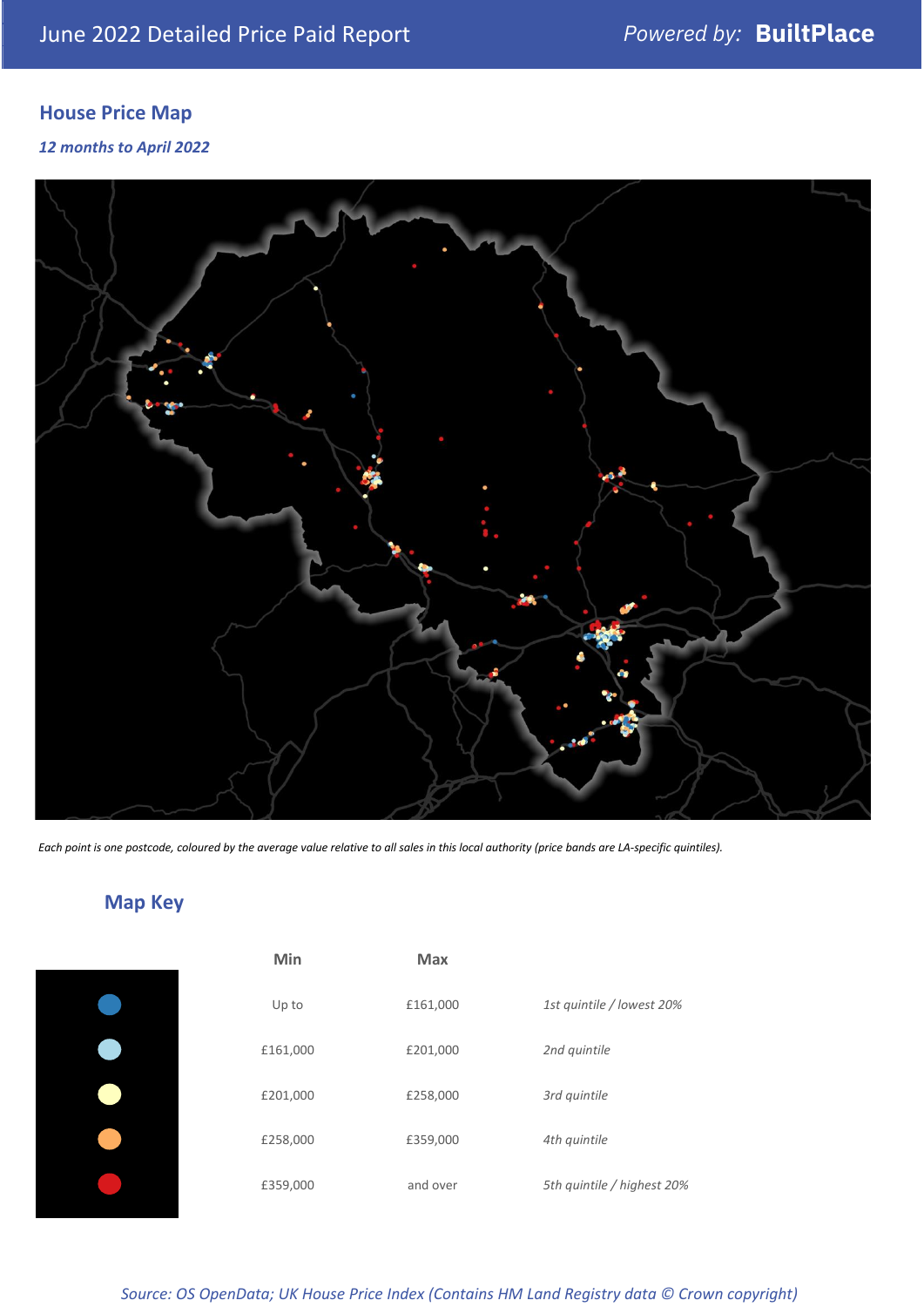June 2022 Detailed Price Paid Report — *Powered by:* **BuiltPlace**

## House Price Map

*12 months to April 2022*

*Each point is one postcode, coloured by the average value relative to all sales in this local authority (price bands are LA-specific quintiles).*

## Map Key

| Min | Max | |
|---|---|---|
| Up to | £161,000 | *1st quintile / lowest 20%* |
| £161,000 | £201,000 | *2nd quintile* |
| £201,000 | £258,000 | *3rd quintile* |
| £258,000 | £359,000 | *4th quintile* |
| £359,000 | and over | *5th quintile / highest 20%* |

*Source: OS OpenData; UK House Price Index (Contains HM Land Registry data © Crown copyright)*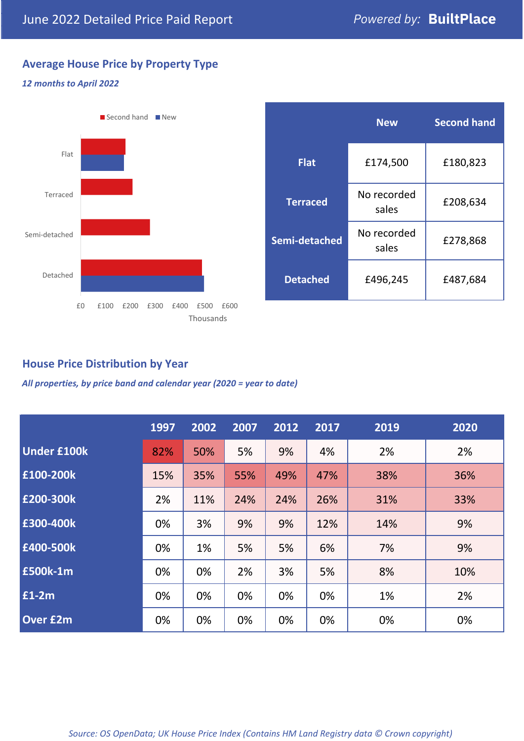June 2022 Detailed Price Paid Report

*Powered by:* **BuiltPlace**

## Average House Price by Property Type

*12 months to April 2022*

Second hand | New

Flat

Terraced

Semi-detached

Detached

£0 £100 £200 £300 £400 £500 £600

Thousands

| | New | Second hand |
|---|---|---|
| **Flat** | £174,500 | £180,823 |
| **Terraced** | No recorded sales | £208,634 |
| **Semi-detached** | No recorded sales | £278,868 |
| **Detached** | £496,245 | £487,684 |

## House Price Distribution by Year

*All properties, by price band and calendar year (2020 = year to date)*

| | 1997 | 2002 | 2007 | 2012 | 2017 | 2019 | 2020 |
|---|---|---|---|---|---|---|---|
| **Under £100k** | 82% | 50% | 5% | 9% | 4% | 2% | 2% |
| **£100-200k** | 15% | 35% | 55% | 49% | 47% | 38% | 36% |
| **£200-300k** | 2% | 11% | 24% | 24% | 26% | 31% | 33% |
| **£300-400k** | 0% | 3% | 9% | 9% | 12% | 14% | 9% |
| **£400-500k** | 0% | 1% | 5% | 5% | 6% | 7% | 9% |
| **£500k-1m** | 0% | 0% | 2% | 3% | 5% | 8% | 10% |
| **£1-2m** | 0% | 0% | 0% | 0% | 0% | 1% | 2% |
| **Over £2m** | 0% | 0% | 0% | 0% | 0% | 0% | 0% |

*Source: OS OpenData; UK House Price Index (Contains HM Land Registry data © Crown copyright)*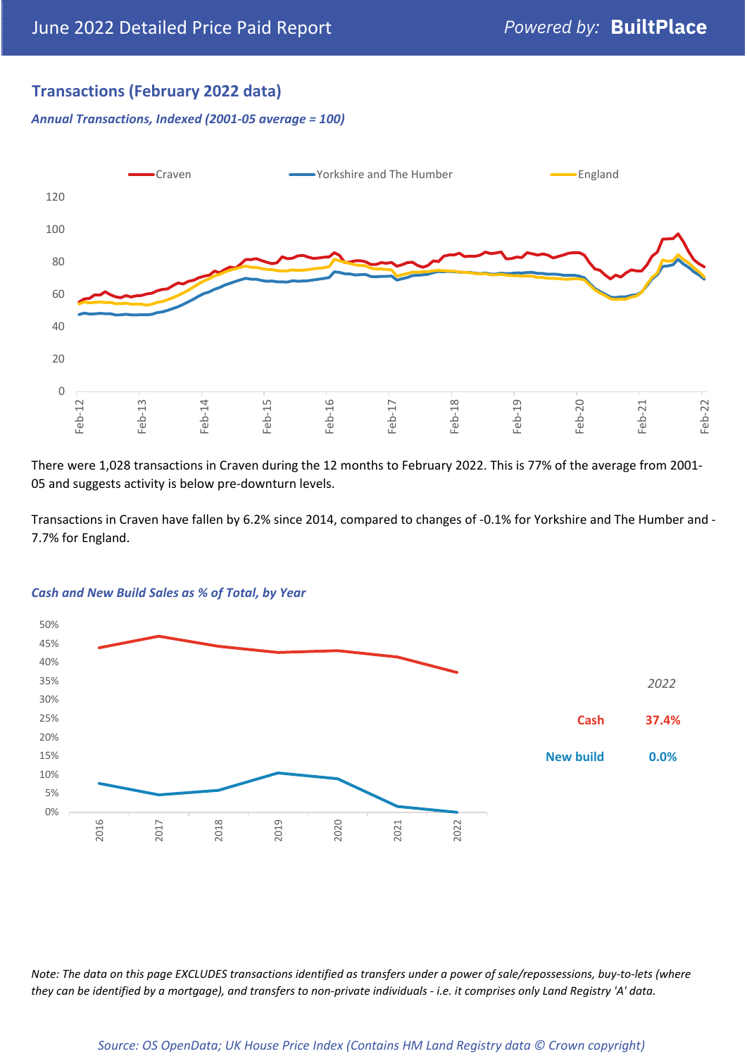## Transactions (February 2022 data)

*Annual Transactions, Indexed (2001-05 average = 100)*

There were 1,028 transactions in Craven during the 12 months to February 2022. This is 77% of the average from 2001-05 and suggests activity is below pre-downturn levels.

Transactions in Craven have fallen by 6.2% since 2014, compared to changes of -0.1% for Yorkshire and The Humber and -7.7% for England.

*Cash and New Build Sales as % of Total, by Year*

*2022*

| | |
|---|---|
| **Cash** | **37.4%** |
| **New build** | **0.0%** |

*Note: The data on this page EXCLUDES transactions identified as transfers under a power of sale/repossessions, buy-to-lets (where they can be identified by a mortgage), and transfers to non-private individuals - i.e. it comprises only Land Registry 'A' data.*

*Source: OS OpenData; UK House Price Index (Contains HM Land Registry data © Crown copyright)*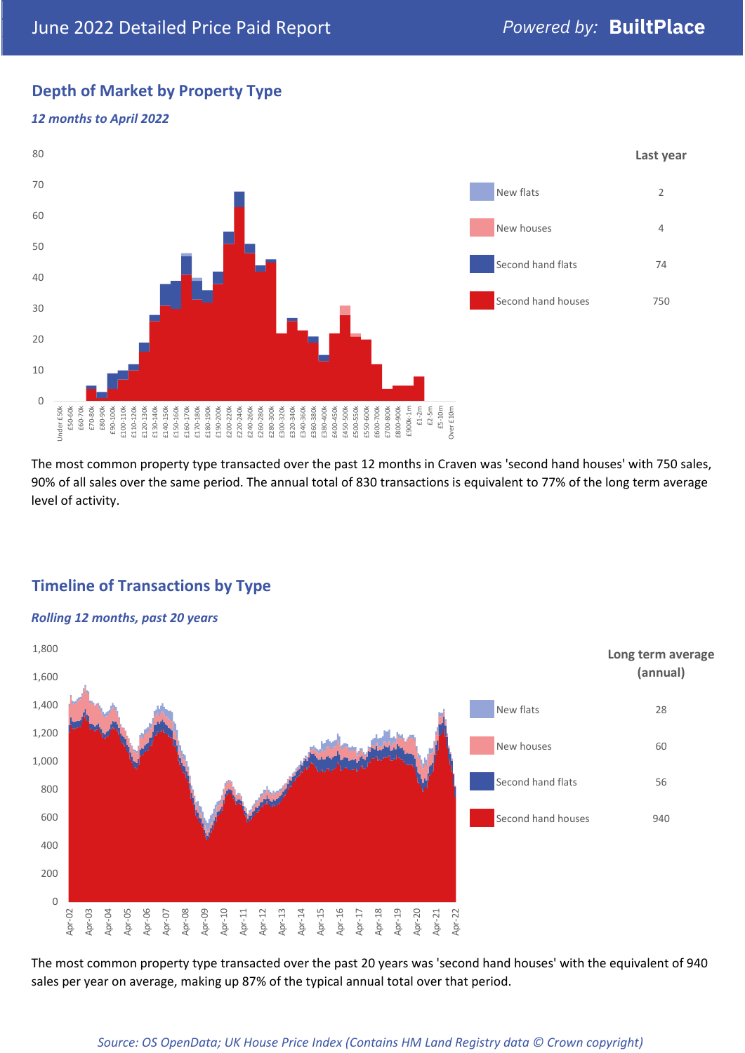June 2022 Detailed Price Paid Report

Powered by: **BuiltPlace**

## Depth of Market by Property Type

*12 months to April 2022*

80
70
60
50
40
30
20
10
0

Under £50k, £50-60k, £60-70k, £70-80k, £80-90k, £90-100k, £100-110k, £110-120k, £120-130k, £130-140k, £140-150k, £150-160k, £160-170k, £170-180k, £180-190k, £190-200k, £200-220k, £220-240k, £240-260k, £260-280k, £280-300k, £300-320k, £320-340k, £340-360k, £360-380k, £380-400k, £400-450k, £450-500k, £500-550k, £550-600k, £600-700k, £700-800k, £800-900k, £900k-1m, £1-2m, £2-5m, £5-10m, Over £10m

Last year

New flats 2
New houses 4
Second hand flats 74
Second hand houses 750

The most common property type transacted over the past 12 months in Craven was 'second hand houses' with 750 sales, 90% of all sales over the same period. The annual total of 830 transactions is equivalent to 77% of the long term average level of activity.

## Timeline of Transactions by Type

*Rolling 12 months, past 20 years*

1,800
1,600
1,400
1,200
1,000
800
600
400
200
0

Apr-02, Apr-03, Apr-04, Apr-05, Apr-06, Apr-07, Apr-08, Apr-09, Apr-10, Apr-11, Apr-12, Apr-13, Apr-14, Apr-15, Apr-16, Apr-17, Apr-18, Apr-19, Apr-20, Apr-21, Apr-22

Long term average (annual)

New flats 28
New houses 60
Second hand flats 56
Second hand houses 940

The most common property type transacted over the past 20 years was 'second hand houses' with the equivalent of 940 sales per year on average, making up 87% of the typical annual total over that period.

*Source: OS OpenData; UK House Price Index (Contains HM Land Registry data © Crown copyright)*